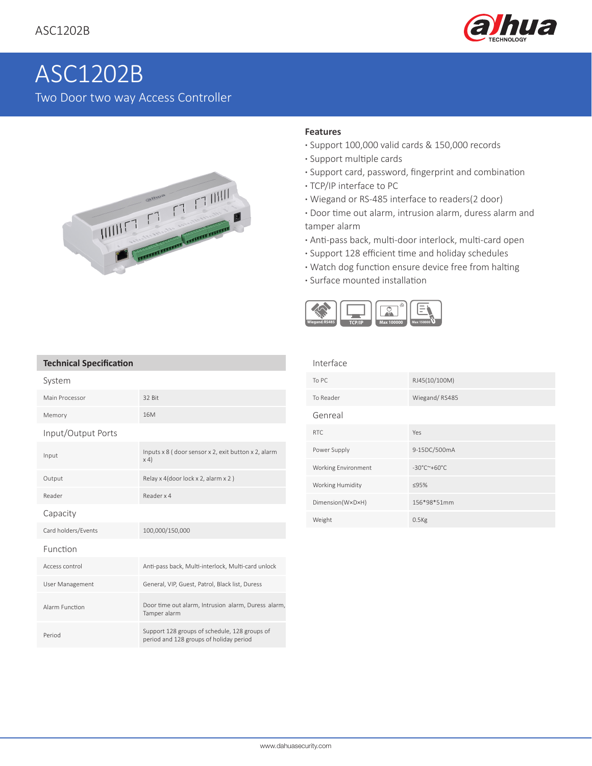# ASC1202B

Two Door two way Access Controller

### Features

- Support 100,000 valid cards & 150,000 records
- Support multiple cards
- Support card, password, fingerprint and combination
- TCP/IP interface to PC
- Wiegand or RS-485 interface to readers(2 door)
- Door time out alarm, intrusion alarm, duress alarm and tamper alarm
- Anti-pass back, multi-door interlock, multi-card open
- Support 128 efficient time and holiday schedules
- Watch dog function ensure device free from halting
- Surface mounted installation

Wiegand, RS485 | TCP/IP | Max 100000 | Max 150000

## Technical Specification

| System | |
|---|---|
| Main Processor | 32 Bit |
| Memory | 16M |
| **Input/Output Ports** | |
| Input | Inputs x 8 ( door sensor x 2, exit button x 2, alarm x 4) |
| Output | Relay x 4(door lock x 2, alarm x 2 ) |
| Reader | Reader x 4 |
| **Capacity** | |
| Card holders/Events | 100,000/150,000 |
| **Function** | |
| Access control | Anti-pass back, Multi-interlock, Multi-card unlock |
| User Management | General, VIP, Guest, Patrol, Black list, Duress |
| Alarm Function | Door time out alarm, Intrusion alarm, Duress alarm, Tamper alarm |
| Period | Support 128 groups of schedule, 128 groups of period and 128 groups of holiday period |

| Interface | |
|---|---|
| To PC | RJ45(10/100M) |
| To Reader | Wiegand/ RS485 |
| **Genreal** | |
| RTC | Yes |
| Power Supply | 9-15DC/500mA |
| Working Environment | -30°C~+60°C |
| Working Humidity | ≤95% |
| Dimension(W×D×H) | 156*98*51mm |
| Weight | 0.5Kg |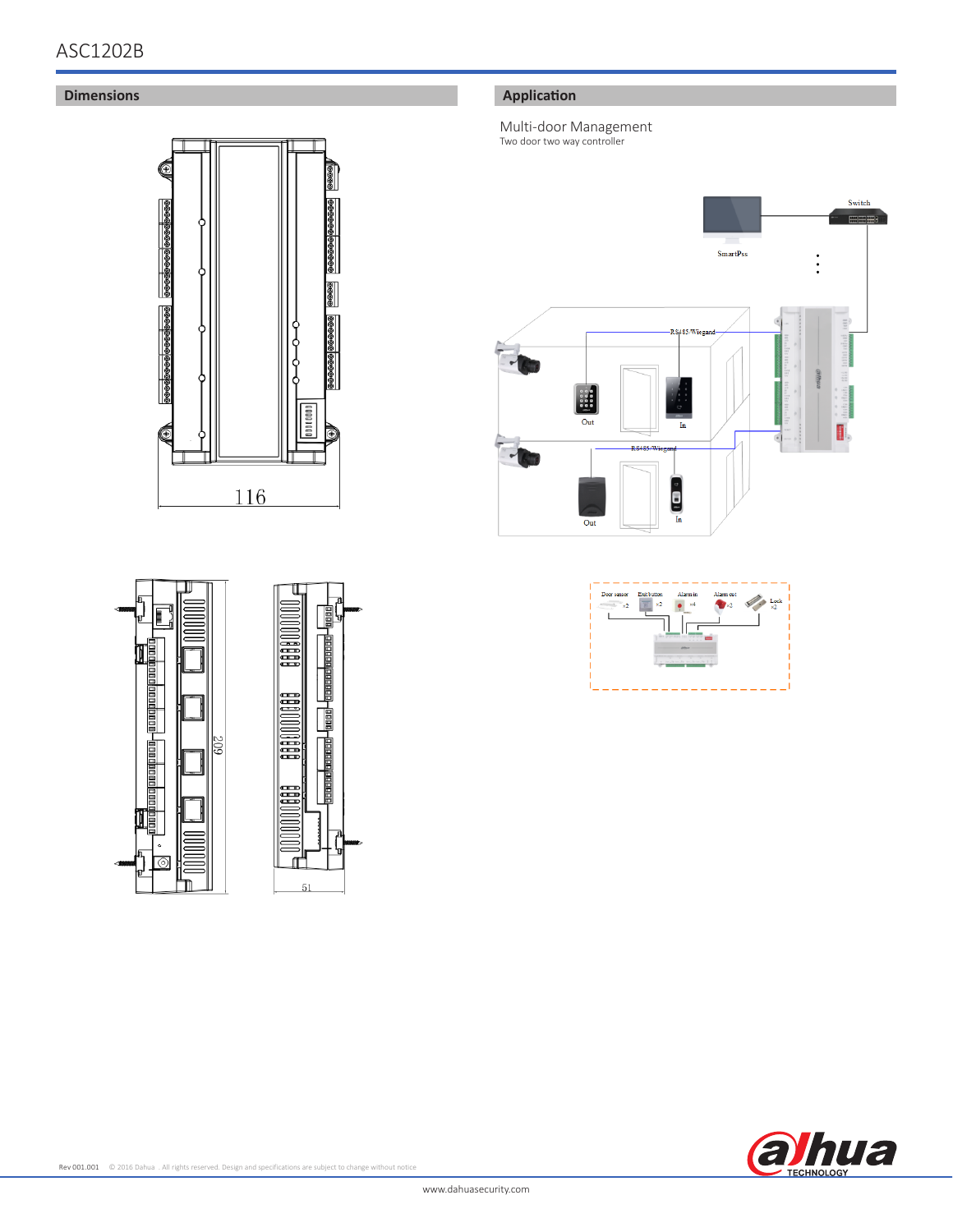ASC1202B

## Dimensions

116

209

51

## Application

Multi-door Management

Two door two way controller

Switch

SmartPss

RS485/Wiegand

Out

In

RS485/Wiegand

Out

In

Door sensor ×2

Exit button ×2

Alarm in ×4

Alarm out ×2

Lock ×2

Rev 001.001 © 2016 Dahua . All rights reserved. Design and specifications are subject to change without notice

www.dahuasecurity.com